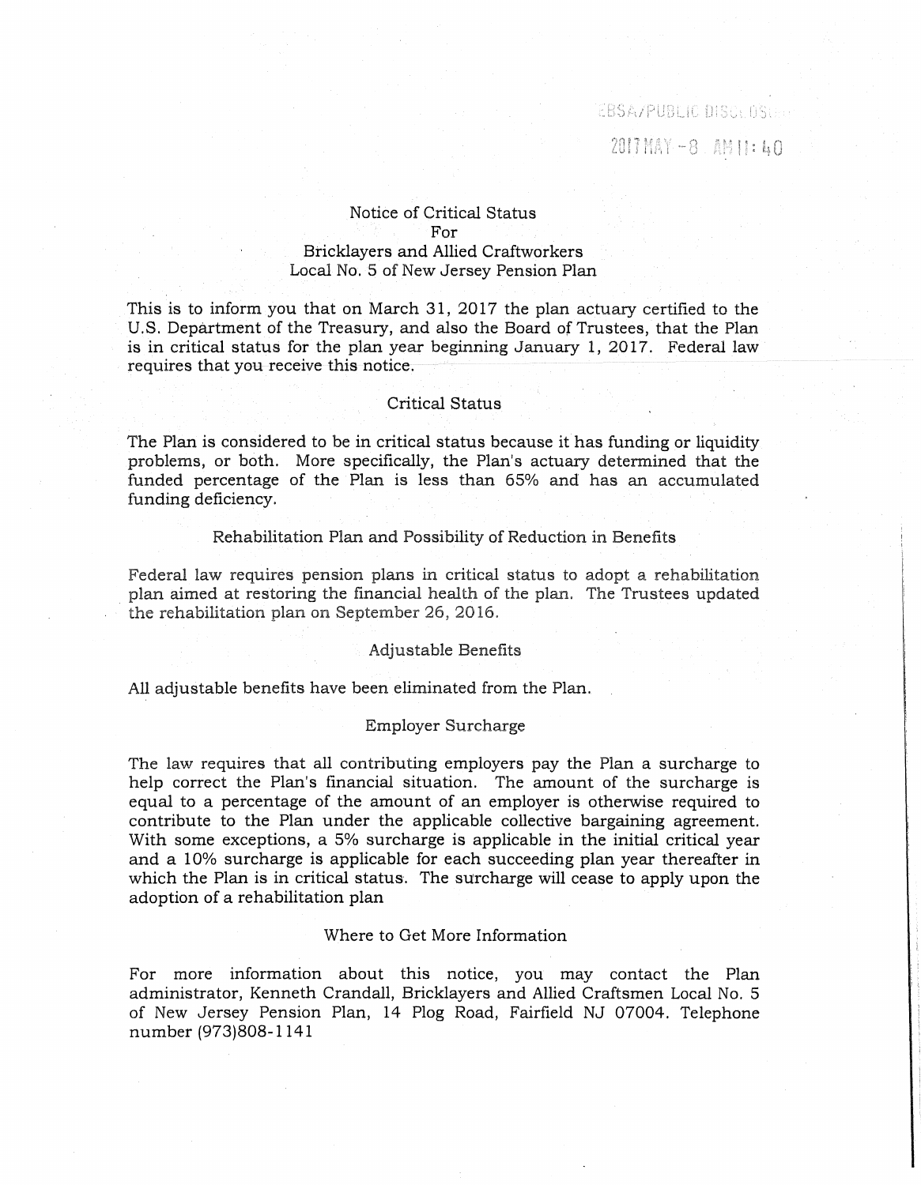EBSA/PUBLIC DISCLOSURE

2017 MAY -8 AM 11:40

# Notice of Critical Status
# For
# Bricklayers and Allied Craftworkers Local No. 5 of New Jersey Pension Plan

This is to inform you that on March 31, 2017 the plan actuary certified to the U.S. Department of the Treasury, and also the Board of Trustees, that the Plan is in critical status for the plan year beginning January 1, 2017. Federal law requires that you receive this notice.

## Critical Status

The Plan is considered to be in critical status because it has funding or liquidity problems, or both. More specifically, the Plan's actuary determined that the funded percentage of the Plan is less than 65% and has an accumulated funding deficiency.

## Rehabilitation Plan and Possibility of Reduction in Benefits

Federal law requires pension plans in critical status to adopt a rehabilitation plan aimed at restoring the financial health of the plan. The Trustees updated the rehabilitation plan on September 26, 2016.

## Adjustable Benefits

All adjustable benefits have been eliminated from the Plan.

## Employer Surcharge

The law requires that all contributing employers pay the Plan a surcharge to help correct the Plan's financial situation. The amount of the surcharge is equal to a percentage of the amount of an employer is otherwise required to contribute to the Plan under the applicable collective bargaining agreement. With some exceptions, a 5% surcharge is applicable in the initial critical year and a 10% surcharge is applicable for each succeeding plan year thereafter in which the Plan is in critical status. The surcharge will cease to apply upon the adoption of a rehabilitation plan

## Where to Get More Information

For more information about this notice, you may contact the Plan administrator, Kenneth Crandall, Bricklayers and Allied Craftsmen Local No. 5 of New Jersey Pension Plan, 14 Plog Road, Fairfield NJ 07004. Telephone number (973)808-1141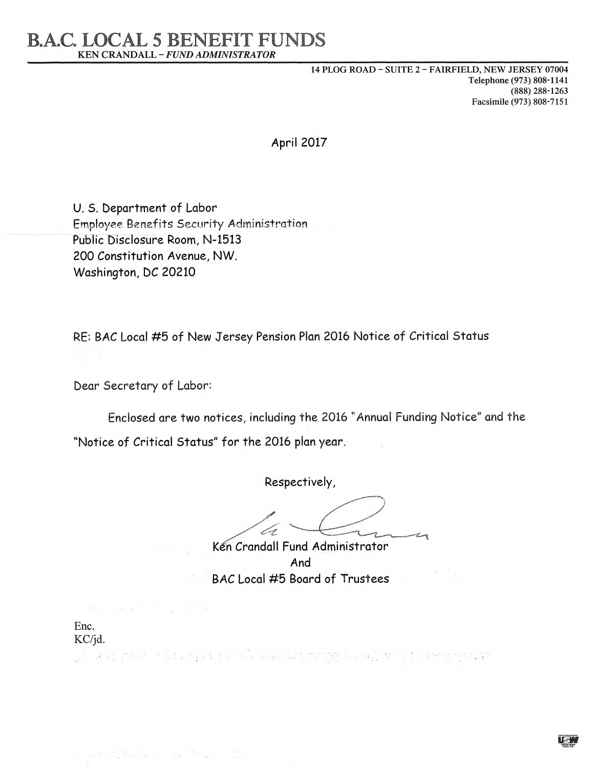# B.A.C. LOCAL 5 BENEFIT FUNDS

KEN CRANDALL – *FUND ADMINISTRATOR*

14 PLOG ROAD – SUITE 2 – FAIRFIELD, NEW JERSEY 07004
Telephone (973) 808-1141
(888) 288-1263
Facsimile (973) 808-7151

April 2017

U. S. Department of Labor
Employee Benefits Security Administration
Public Disclosure Room, N-1513
200 Constitution Avenue, NW.
Washington, DC 20210

RE: BAC Local #5 of New Jersey Pension Plan 2016 Notice of Critical Status

Dear Secretary of Labor:

Enclosed are two notices, including the 2016 "Annual Funding Notice" and the "Notice of Critical Status" for the 2016 plan year.

Respectively,

Ken Crandall Fund Administrator
And
BAC Local #5 Board of Trustees

Enc.
KC/jd.